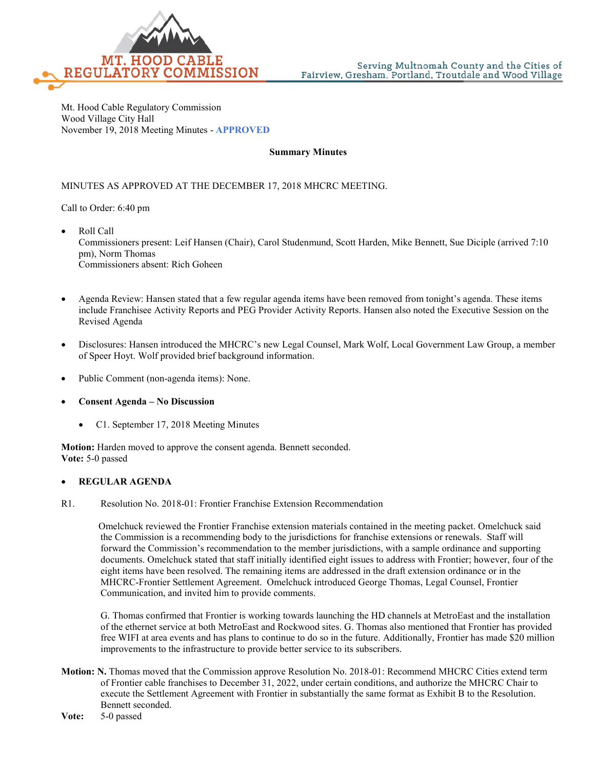MT. HOOD CABLE REGULATORY COMMISSION

Serving Multnomah County and the Cities of Fairview, Gresham, Portland, Troutdale and Wood Village

Mt. Hood Cable Regulatory Commission
Wood Village City Hall
November 19, 2018 Meeting Minutes - **APPROVED**

**Summary Minutes**

MINUTES AS APPROVED AT THE DECEMBER 17, 2018 MHCRC MEETING.

Call to Order: 6:40 pm

- Roll Call
  Commissioners present: Leif Hansen (Chair), Carol Studenmund, Scott Harden, Mike Bennett, Sue Diciple (arrived 7:10 pm), Norm Thomas
  Commissioners absent: Rich Goheen

- Agenda Review: Hansen stated that a few regular agenda items have been removed from tonight's agenda. These items include Franchisee Activity Reports and PEG Provider Activity Reports. Hansen also noted the Executive Session on the Revised Agenda

- Disclosures: Hansen introduced the MHCRC's new Legal Counsel, Mark Wolf, Local Government Law Group, a member of Speer Hoyt. Wolf provided brief background information.

- Public Comment (non-agenda items): None.

- **Consent Agenda – No Discussion**

  - C1. September 17, 2018 Meeting Minutes

**Motion:** Harden moved to approve the consent agenda. Bennett seconded.
**Vote:** 5-0 passed

- **REGULAR AGENDA**

R1. Resolution No. 2018-01: Frontier Franchise Extension Recommendation

Omelchuck reviewed the Frontier Franchise extension materials contained in the meeting packet. Omelchuck said the Commission is a recommending body to the jurisdictions for franchise extensions or renewals. Staff will forward the Commission's recommendation to the member jurisdictions, with a sample ordinance and supporting documents. Omelchuck stated that staff initially identified eight issues to address with Frontier; however, four of the eight items have been resolved. The remaining items are addressed in the draft extension ordinance or in the MHCRC-Frontier Settlement Agreement. Omelchuck introduced George Thomas, Legal Counsel, Frontier Communication, and invited him to provide comments.

G. Thomas confirmed that Frontier is working towards launching the HD channels at MetroEast and the installation of the ethernet service at both MetroEast and Rockwood sites. G. Thomas also mentioned that Frontier has provided free WIFI at area events and has plans to continue to do so in the future. Additionally, Frontier has made $20 million improvements to the infrastructure to provide better service to its subscribers.

**Motion:** N. Thomas moved that the Commission approve Resolution No. 2018-01: Recommend MHCRC Cities extend term of Frontier cable franchises to December 31, 2022, under certain conditions, and authorize the MHCRC Chair to execute the Settlement Agreement with Frontier in substantially the same format as Exhibit B to the Resolution. Bennett seconded.
**Vote:** 5-0 passed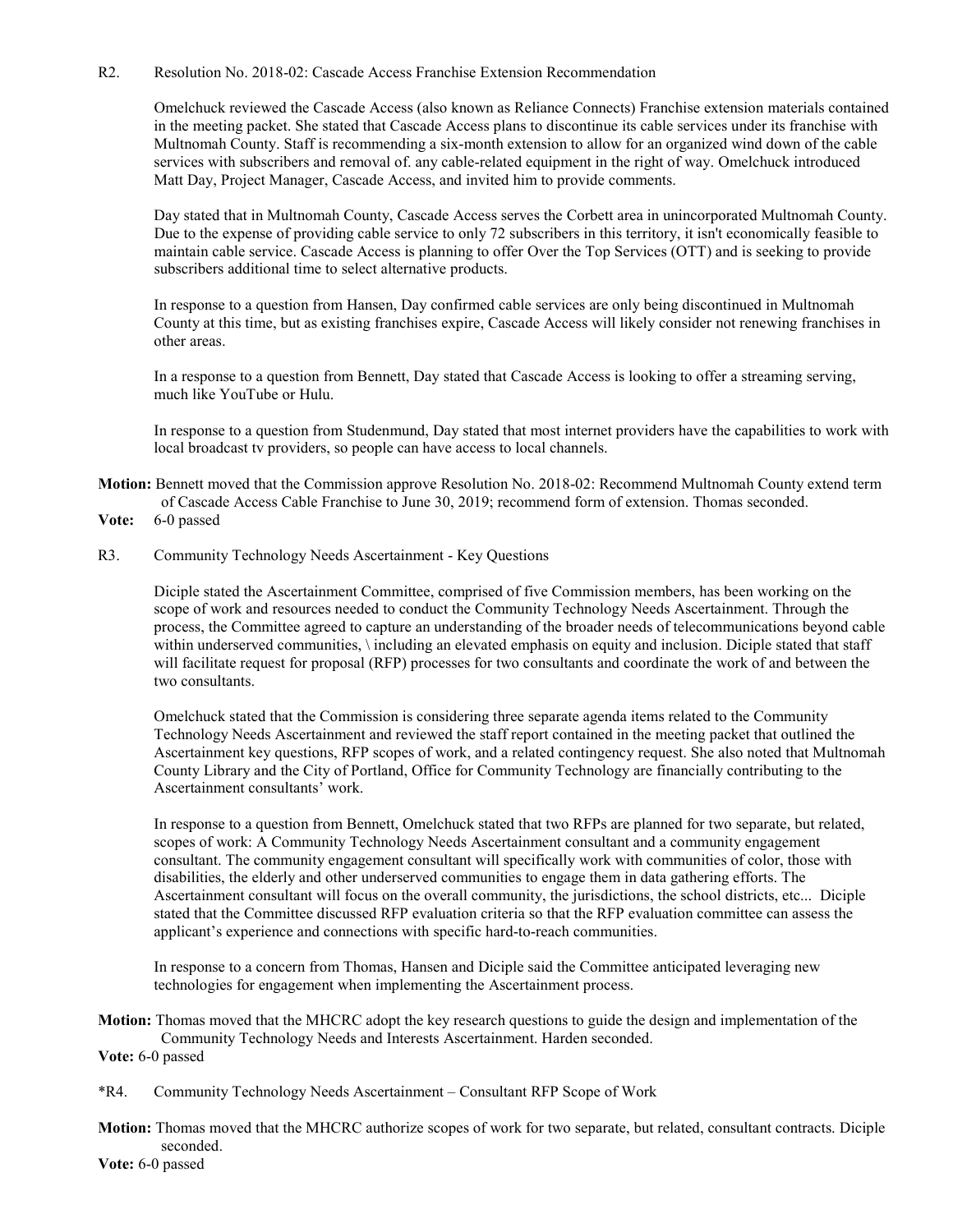R2. Resolution No. 2018-02: Cascade Access Franchise Extension Recommendation

Omelchuck reviewed the Cascade Access (also known as Reliance Connects) Franchise extension materials contained in the meeting packet. She stated that Cascade Access plans to discontinue its cable services under its franchise with Multnomah County. Staff is recommending a six-month extension to allow for an organized wind down of the cable services with subscribers and removal of. any cable-related equipment in the right of way. Omelchuck introduced Matt Day, Project Manager, Cascade Access, and invited him to provide comments.

Day stated that in Multnomah County, Cascade Access serves the Corbett area in unincorporated Multnomah County. Due to the expense of providing cable service to only 72 subscribers in this territory, it isn't economically feasible to maintain cable service. Cascade Access is planning to offer Over the Top Services (OTT) and is seeking to provide subscribers additional time to select alternative products.

In response to a question from Hansen, Day confirmed cable services are only being discontinued in Multnomah County at this time, but as existing franchises expire, Cascade Access will likely consider not renewing franchises in other areas.

In a response to a question from Bennett, Day stated that Cascade Access is looking to offer a streaming serving, much like YouTube or Hulu.

In response to a question from Studenmund, Day stated that most internet providers have the capabilities to work with local broadcast tv providers, so people can have access to local channels.

**Motion:** Bennett moved that the Commission approve Resolution No. 2018-02: Recommend Multnomah County extend term of Cascade Access Cable Franchise to June 30, 2019; recommend form of extension. Thomas seconded.

**Vote:** 6-0 passed

R3. Community Technology Needs Ascertainment - Key Questions

Diciple stated the Ascertainment Committee, comprised of five Commission members, has been working on the scope of work and resources needed to conduct the Community Technology Needs Ascertainment. Through the process, the Committee agreed to capture an understanding of the broader needs of telecommunications beyond cable within underserved communities, \ including an elevated emphasis on equity and inclusion. Diciple stated that staff will facilitate request for proposal (RFP) processes for two consultants and coordinate the work of and between the two consultants.

Omelchuck stated that the Commission is considering three separate agenda items related to the Community Technology Needs Ascertainment and reviewed the staff report contained in the meeting packet that outlined the Ascertainment key questions, RFP scopes of work, and a related contingency request. She also noted that Multnomah County Library and the City of Portland, Office for Community Technology are financially contributing to the Ascertainment consultants' work.

In response to a question from Bennett, Omelchuck stated that two RFPs are planned for two separate, but related, scopes of work: A Community Technology Needs Ascertainment consultant and a community engagement consultant. The community engagement consultant will specifically work with communities of color, those with disabilities, the elderly and other underserved communities to engage them in data gathering efforts. The Ascertainment consultant will focus on the overall community, the jurisdictions, the school districts, etc... Diciple stated that the Committee discussed RFP evaluation criteria so that the RFP evaluation committee can assess the applicant's experience and connections with specific hard-to-reach communities.

In response to a concern from Thomas, Hansen and Diciple said the Committee anticipated leveraging new technologies for engagement when implementing the Ascertainment process.

**Motion:** Thomas moved that the MHCRC adopt the key research questions to guide the design and implementation of the Community Technology Needs and Interests Ascertainment. Harden seconded.

**Vote:** 6-0 passed

*R4. Community Technology Needs Ascertainment – Consultant RFP Scope of Work

**Motion:** Thomas moved that the MHCRC authorize scopes of work for two separate, but related, consultant contracts. Diciple seconded.

**Vote:** 6-0 passed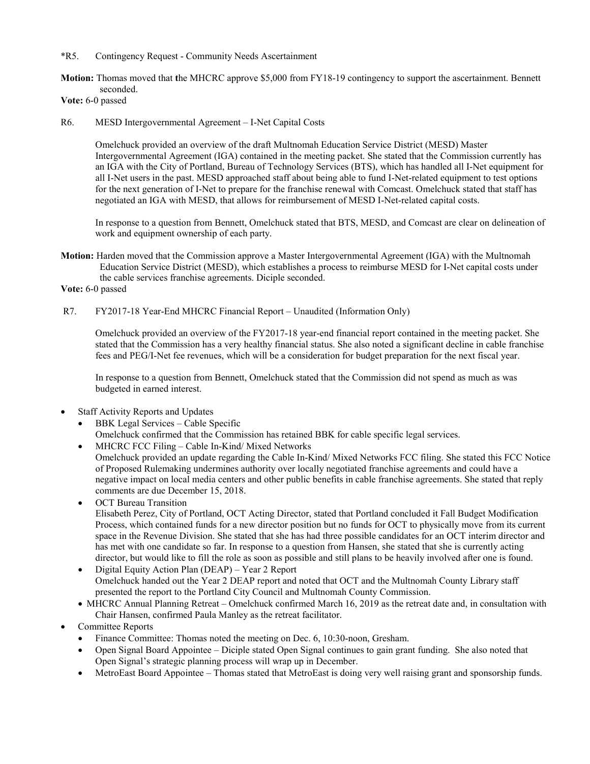*R5. Contingency Request - Community Needs Ascertainment

**Motion:** Thomas moved that **t**he MHCRC approve $5,000 from FY18-19 contingency to support the ascertainment. Bennett seconded.

**Vote:** 6-0 passed

R6. MESD Intergovernmental Agreement – I-Net Capital Costs

Omelchuck provided an overview of the draft Multnomah Education Service District (MESD) Master Intergovernmental Agreement (IGA) contained in the meeting packet. She stated that the Commission currently has an IGA with the City of Portland, Bureau of Technology Services (BTS), which has handled all I-Net equipment for all I-Net users in the past. MESD approached staff about being able to fund I-Net-related equipment to test options for the next generation of I-Net to prepare for the franchise renewal with Comcast. Omelchuck stated that staff has negotiated an IGA with MESD, that allows for reimbursement of MESD I-Net-related capital costs.

In response to a question from Bennett, Omelchuck stated that BTS, MESD, and Comcast are clear on delineation of work and equipment ownership of each party.

**Motion:** Harden moved that the Commission approve a Master Intergovernmental Agreement (IGA) with the Multnomah Education Service District (MESD), which establishes a process to reimburse MESD for I-Net capital costs under the cable services franchise agreements. Diciple seconded.

**Vote:** 6-0 passed

R7. FY2017-18 Year-End MHCRC Financial Report – Unaudited (Information Only)

Omelchuck provided an overview of the FY2017-18 year-end financial report contained in the meeting packet. She stated that the Commission has a very healthy financial status. She also noted a significant decline in cable franchise fees and PEG/I-Net fee revenues, which will be a consideration for budget preparation for the next fiscal year.

In response to a question from Bennett, Omelchuck stated that the Commission did not spend as much as was budgeted in earned interest.

- Staff Activity Reports and Updates
  - BBK Legal Services – Cable Specific
    Omelchuck confirmed that the Commission has retained BBK for cable specific legal services.
  - MHCRC FCC Filing – Cable In-Kind/ Mixed Networks
    Omelchuck provided an update regarding the Cable In-Kind/ Mixed Networks FCC filing. She stated this FCC Notice of Proposed Rulemaking undermines authority over locally negotiated franchise agreements and could have a negative impact on local media centers and other public benefits in cable franchise agreements. She stated that reply comments are due December 15, 2018.
  - OCT Bureau Transition
    Elisabeth Perez, City of Portland, OCT Acting Director, stated that Portland concluded it Fall Budget Modification Process, which contained funds for a new director position but no funds for OCT to physically move from its current space in the Revenue Division. She stated that she has had three possible candidates for an OCT interim director and has met with one candidate so far. In response to a question from Hansen, she stated that she is currently acting director, but would like to fill the role as soon as possible and still plans to be heavily involved after one is found.
  - Digital Equity Action Plan (DEAP) – Year 2 Report
    Omelchuck handed out the Year 2 DEAP report and noted that OCT and the Multnomah County Library staff presented the report to the Portland City Council and Multnomah County Commission.
  - MHCRC Annual Planning Retreat – Omelchuck confirmed March 16, 2019 as the retreat date and, in consultation with Chair Hansen, confirmed Paula Manley as the retreat facilitator.
- Committee Reports
  - Finance Committee: Thomas noted the meeting on Dec. 6, 10:30-noon, Gresham.
  - Open Signal Board Appointee – Diciple stated Open Signal continues to gain grant funding. She also noted that Open Signal's strategic planning process will wrap up in December.
  - MetroEast Board Appointee – Thomas stated that MetroEast is doing very well raising grant and sponsorship funds.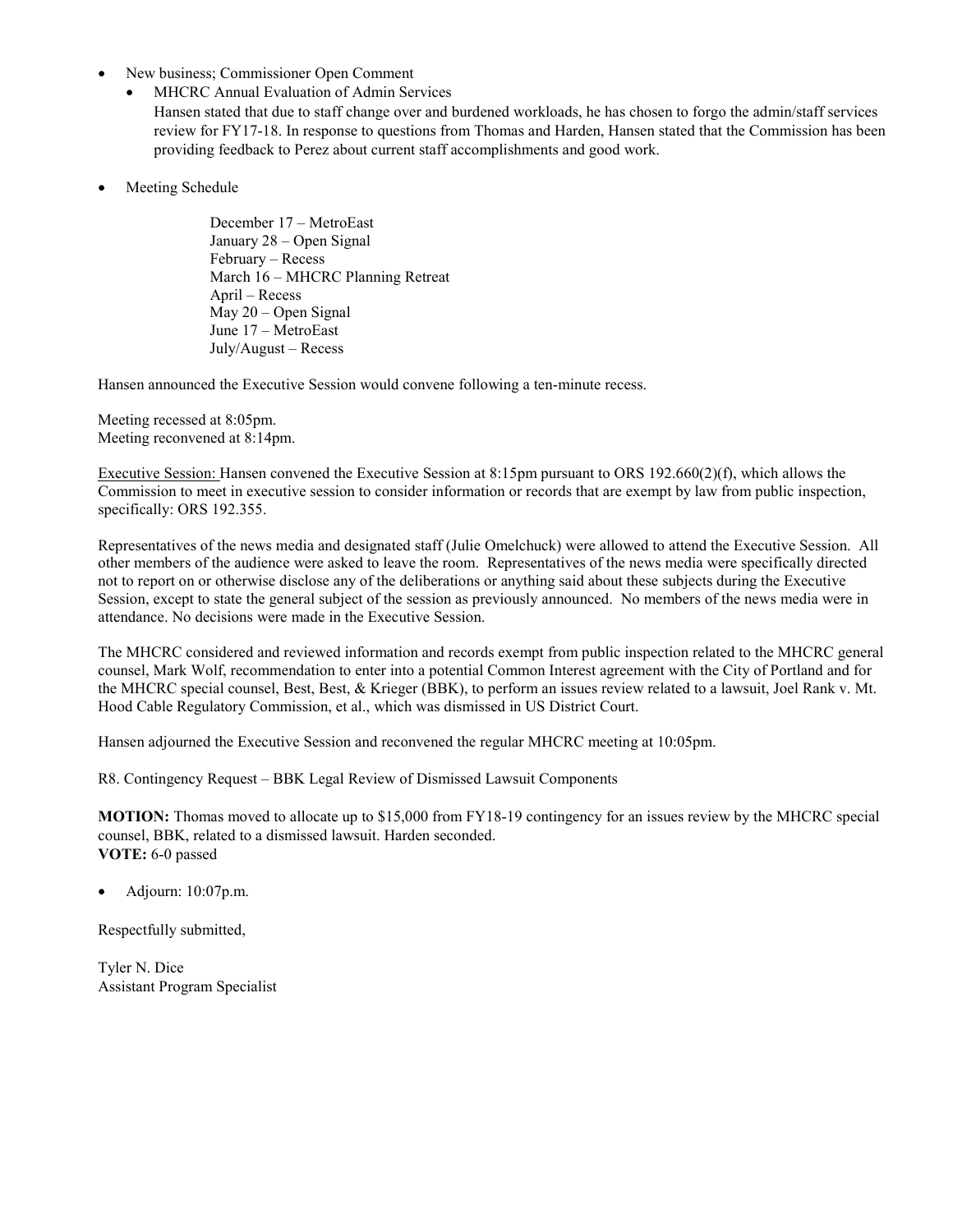- New business; Commissioner Open Comment
  - MHCRC Annual Evaluation of Admin Services
    Hansen stated that due to staff change over and burdened workloads, he has chosen to forgo the admin/staff services review for FY17-18. In response to questions from Thomas and Harden, Hansen stated that the Commission has been providing feedback to Perez about current staff accomplishments and good work.

- Meeting Schedule

  December 17 – MetroEast
  January 28 – Open Signal
  February – Recess
  March 16 – MHCRC Planning Retreat
  April – Recess
  May 20 – Open Signal
  June 17 – MetroEast
  July/August – Recess

Hansen announced the Executive Session would convene following a ten-minute recess.

Meeting recessed at 8:05pm.
Meeting reconvened at 8:14pm.

Executive Session: Hansen convened the Executive Session at 8:15pm pursuant to ORS 192.660(2)(f), which allows the Commission to meet in executive session to consider information or records that are exempt by law from public inspection, specifically: ORS 192.355.

Representatives of the news media and designated staff (Julie Omelchuck) were allowed to attend the Executive Session. All other members of the audience were asked to leave the room. Representatives of the news media were specifically directed not to report on or otherwise disclose any of the deliberations or anything said about these subjects during the Executive Session, except to state the general subject of the session as previously announced. No members of the news media were in attendance. No decisions were made in the Executive Session.

The MHCRC considered and reviewed information and records exempt from public inspection related to the MHCRC general counsel, Mark Wolf, recommendation to enter into a potential Common Interest agreement with the City of Portland and for the MHCRC special counsel, Best, Best, & Krieger (BBK), to perform an issues review related to a lawsuit, Joel Rank v. Mt. Hood Cable Regulatory Commission, et al., which was dismissed in US District Court.

Hansen adjourned the Executive Session and reconvened the regular MHCRC meeting at 10:05pm.

R8. Contingency Request – BBK Legal Review of Dismissed Lawsuit Components

**MOTION:** Thomas moved to allocate up to $15,000 from FY18-19 contingency for an issues review by the MHCRC special counsel, BBK, related to a dismissed lawsuit. Harden seconded.
**VOTE:** 6-0 passed

- Adjourn: 10:07p.m.

Respectfully submitted,

Tyler N. Dice
Assistant Program Specialist